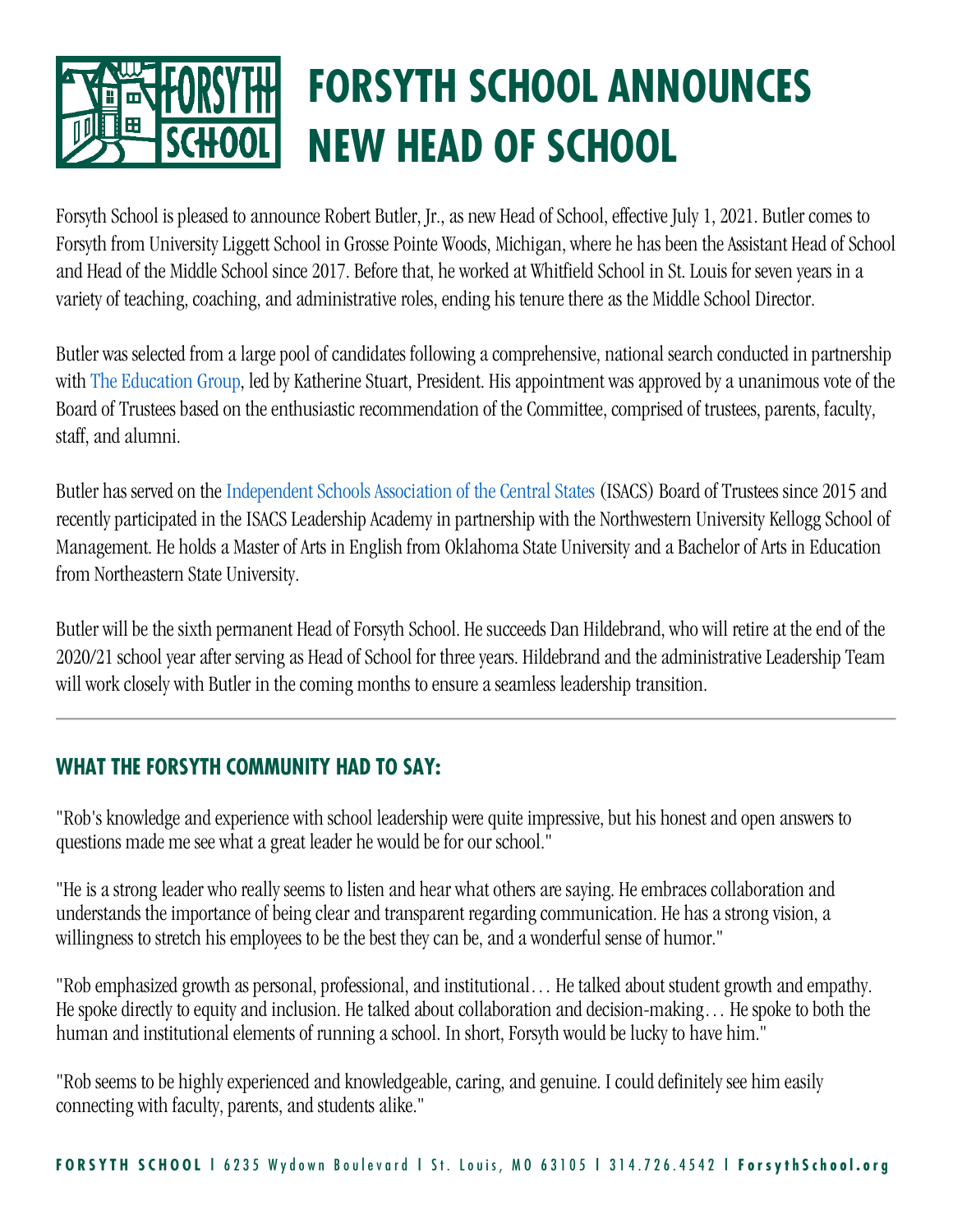# FORSYTH SCHOOL ANNOUNCES NEW HEAD OF SCHOOL

Forsyth School is pleased to announce Robert Butler, Jr., as new Head of School, effective July 1, 2021. Butler comes to Forsyth from University Liggett School in Grosse Pointe Woods, Michigan, where he has been the Assistant Head of School and Head of the Middle School since 2017. Before that, he worked at Whitfield School in St. Louis for seven years in a variety of teaching, coaching, and administrative roles, ending his tenure there as the Middle School Director.

Butler was selected from a large pool of candidates following a comprehensive, national search conducted in partnership with The Education Group, led by Katherine Stuart, President. His appointment was approved by a unanimous vote of the Board of Trustees based on the enthusiastic recommendation of the Committee, comprised of trustees, parents, faculty, staff, and alumni.

Butler has served on the Independent Schools Association of the Central States (ISACS) Board of Trustees since 2015 and recently participated in the ISACS Leadership Academy in partnership with the Northwestern University Kellogg School of Management. He holds a Master of Arts in English from Oklahoma State University and a Bachelor of Arts in Education from Northeastern State University.

Butler will be the sixth permanent Head of Forsyth School. He succeeds Dan Hildebrand, who will retire at the end of the 2020/21 school year after serving as Head of School for three years. Hildebrand and the administrative Leadership Team will work closely with Butler in the coming months to ensure a seamless leadership transition.

---

## WHAT THE FORSYTH COMMUNITY HAD TO SAY:

"Rob's knowledge and experience with school leadership were quite impressive, but his honest and open answers to questions made me see what a great leader he would be for our school."

"He is a strong leader who really seems to listen and hear what others are saying. He embraces collaboration and understands the importance of being clear and transparent regarding communication. He has a strong vision, a willingness to stretch his employees to be the best they can be, and a wonderful sense of humor."

"Rob emphasized growth as personal, professional, and institutional… He talked about student growth and empathy. He spoke directly to equity and inclusion. He talked about collaboration and decision-making… He spoke to both the human and institutional elements of running a school. In short, Forsyth would be lucky to have him."

"Rob seems to be highly experienced and knowledgeable, caring, and genuine. I could definitely see him easily connecting with faculty, parents, and students alike."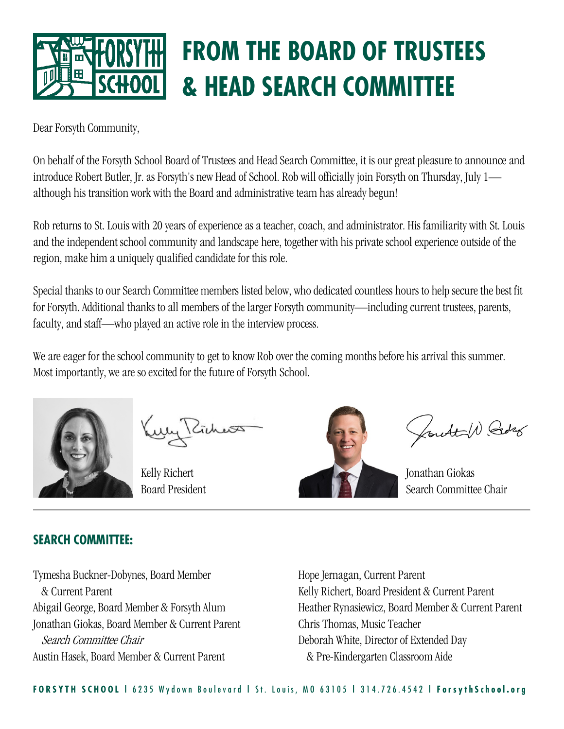# FROM THE BOARD OF TRUSTEES & HEAD SEARCH COMMITTEE

Dear Forsyth Community,

On behalf of the Forsyth School Board of Trustees and Head Search Committee, it is our great pleasure to announce and introduce Robert Butler, Jr. as Forsyth's new Head of School. Rob will officially join Forsyth on Thursday, July 1—although his transition work with the Board and administrative team has already begun!

Rob returns to St. Louis with 20 years of experience as a teacher, coach, and administrator. His familiarity with St. Louis and the independent school community and landscape here, together with his private school experience outside of the region, make him a uniquely qualified candidate for this role.

Special thanks to our Search Committee members listed below, who dedicated countless hours to help secure the best fit for Forsyth. Additional thanks to all members of the larger Forsyth community—including current trustees, parents, faculty, and staff—who played an active role in the interview process.

We are eager for the school community to get to know Rob over the coming months before his arrival this summer. Most importantly, we are so excited for the future of Forsyth School.

Kelly Richert
Board President

Jonathan Giokas
Search Committee Chair

## SEARCH COMMITTEE:

Tymesha Buckner-Dobynes, Board Member & Current Parent
Abigail George, Board Member & Forsyth Alum
Jonathan Giokas, Board Member & Current Parent
*Search Committee Chair*
Austin Hasek, Board Member & Current Parent
Hope Jernagan, Current Parent
Kelly Richert, Board President & Current Parent
Heather Rynasiewicz, Board Member & Current Parent
Chris Thomas, Music Teacher
Deborah White, Director of Extended Day & Pre-Kindergarten Classroom Aide

**FORSYTH SCHOOL** | 6235 Wydown Boulevard | St. Louis, MO 63105 | 314.726.4542 | **ForsythSchool.org**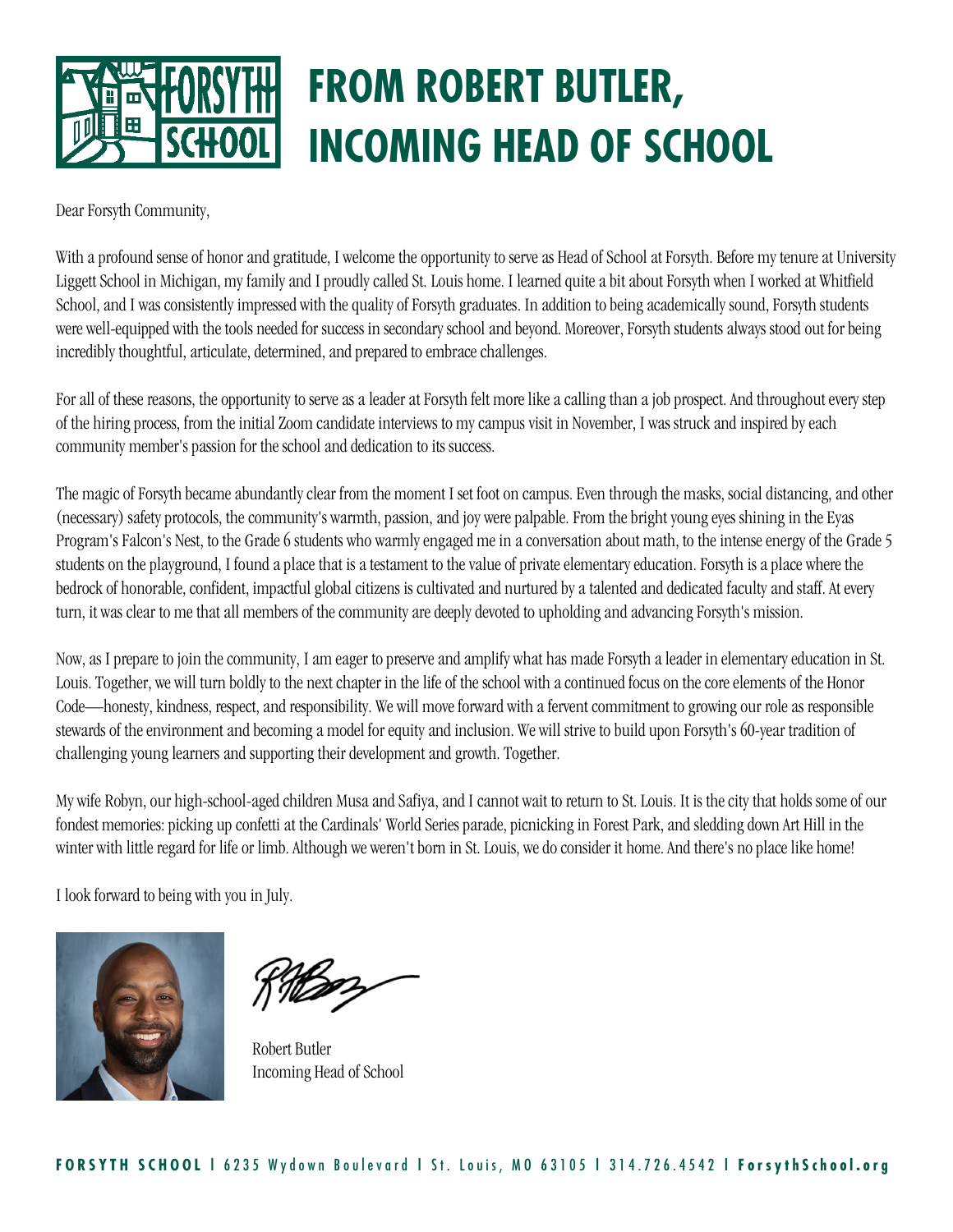# FROM ROBERT BUTLER, INCOMING HEAD OF SCHOOL

Dear Forsyth Community,

With a profound sense of honor and gratitude, I welcome the opportunity to serve as Head of School at Forsyth. Before my tenure at University Liggett School in Michigan, my family and I proudly called St. Louis home. I learned quite a bit about Forsyth when I worked at Whitfield School, and I was consistently impressed with the quality of Forsyth graduates. In addition to being academically sound, Forsyth students were well-equipped with the tools needed for success in secondary school and beyond. Moreover, Forsyth students always stood out for being incredibly thoughtful, articulate, determined, and prepared to embrace challenges.

For all of these reasons, the opportunity to serve as a leader at Forsyth felt more like a calling than a job prospect. And throughout every step of the hiring process, from the initial Zoom candidate interviews to my campus visit in November, I was struck and inspired by each community member's passion for the school and dedication to its success.

The magic of Forsyth became abundantly clear from the moment I set foot on campus. Even through the masks, social distancing, and other (necessary) safety protocols, the community's warmth, passion, and joy were palpable. From the bright young eyes shining in the Eyas Program's Falcon's Nest, to the Grade 6 students who warmly engaged me in a conversation about math, to the intense energy of the Grade 5 students on the playground, I found a place that is a testament to the value of private elementary education. Forsyth is a place where the bedrock of honorable, confident, impactful global citizens is cultivated and nurtured by a talented and dedicated faculty and staff. At every turn, it was clear to me that all members of the community are deeply devoted to upholding and advancing Forsyth's mission.

Now, as I prepare to join the community, I am eager to preserve and amplify what has made Forsyth a leader in elementary education in St. Louis. Together, we will turn boldly to the next chapter in the life of the school with a continued focus on the core elements of the Honor Code—honesty, kindness, respect, and responsibility. We will move forward with a fervent commitment to growing our role as responsible stewards of the environment and becoming a model for equity and inclusion. We will strive to build upon Forsyth's 60-year tradition of challenging young learners and supporting their development and growth. Together.

My wife Robyn, our high-school-aged children Musa and Safiya, and I cannot wait to return to St. Louis. It is the city that holds some of our fondest memories: picking up confetti at the Cardinals' World Series parade, picnicking in Forest Park, and sledding down Art Hill in the winter with little regard for life or limb. Although we weren't born in St. Louis, we do consider it home. And there's no place like home!

I look forward to being with you in July.

Robert Butler
Incoming Head of School

**FORSYTH SCHOOL** | 6235 Wydown Boulevard | St. Louis, MO 63105 | 314.726.4542 | **ForsythSchool.org**